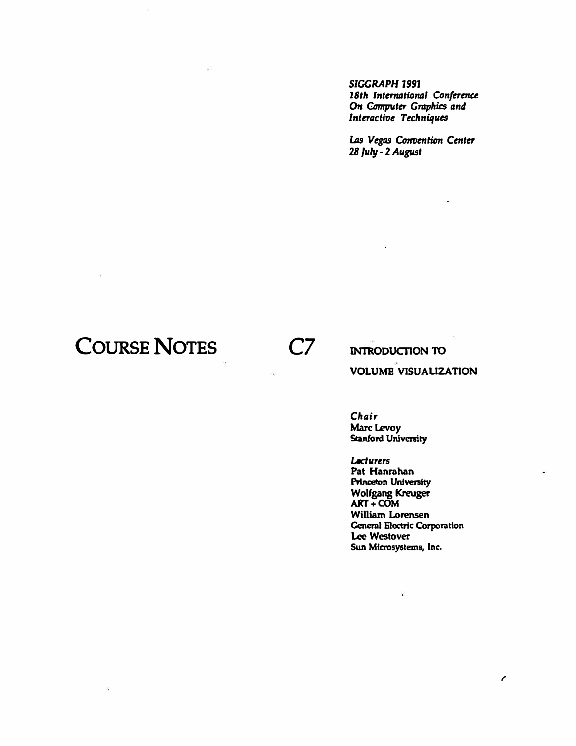*SIGGRAPH 1991*
*18th International Conference On Computer Graphics and Interactive Techniques*

*Las Vegas Convention Center*
*28 July - 2 August*

# COURSE NOTES

# C7

## INTRODUCTION TO VOLUME VISUALIZATION

*Chair*
**Marc Levoy**
**Stanford University**

*Lecturers*
**Pat Hanrahan**
**Princeton University**
**Wolfgang Kreuger**
**ART + COM**
**William Lorensen**
**General Electric Corporation**
**Lee Westover**
**Sun Microsystems, Inc.**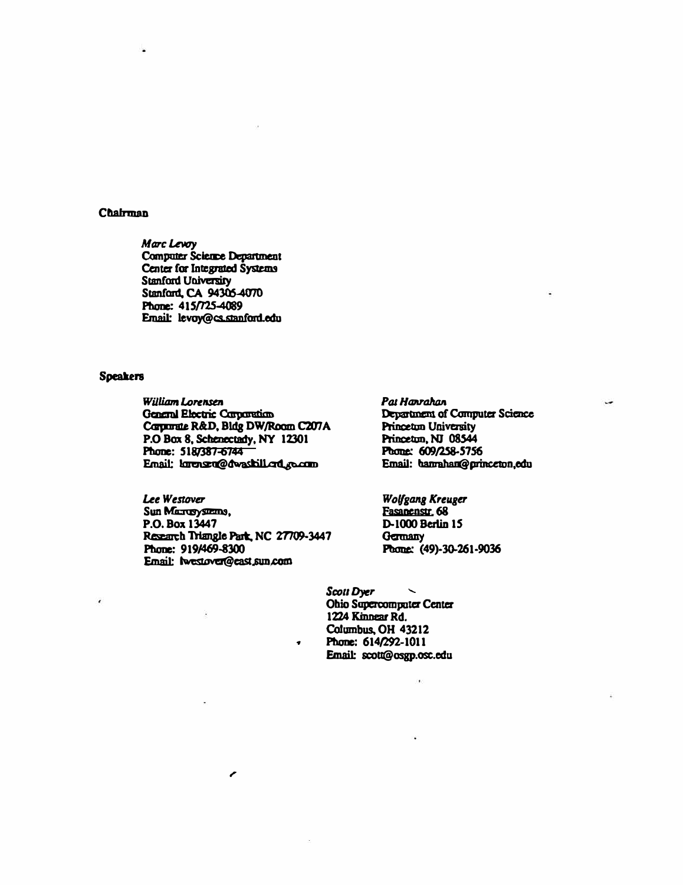**Chairman**

*Marc Levoy*
Computer Science Department
Center for Integrated Systems
Stanford University
Stanford, CA 94305-4070
Phone: 415/725-4089
Email: levoy@cs.stanford.edu

**Speakers**

*William Lorensen*
General Electric Corporation
Corporate R&D, Bldg DW/Room C207A
P.O Box 8, Schenectady, NY 12301
Phone: 518/387-6744
Email: lorensen@dwaskill.crd.ge.com

*Pat Hanrahan*
Department of Computer Science
Princeton University
Princeton, NJ 08544
Phone: 609/258-5756
Email: hanrahan@princeton.edu

*Lee Westover*
Sun Microsystems,
P.O. Box 13447
Research Triangle Park, NC 27709-3447
Phone: 919/469-8300
Email: lwestover@east.sun.com

*Wolfgang Kreuger*
Fasanenstr. 68
D-1000 Berlin 15
Germany
Phone: (49)-30-261-9036

*Scott Dyer*
Ohio Supercomputer Center
1224 Kinnear Rd.
Columbus, OH 43212
Phone: 614/292-1011
Email: scott@osgp.osc.edu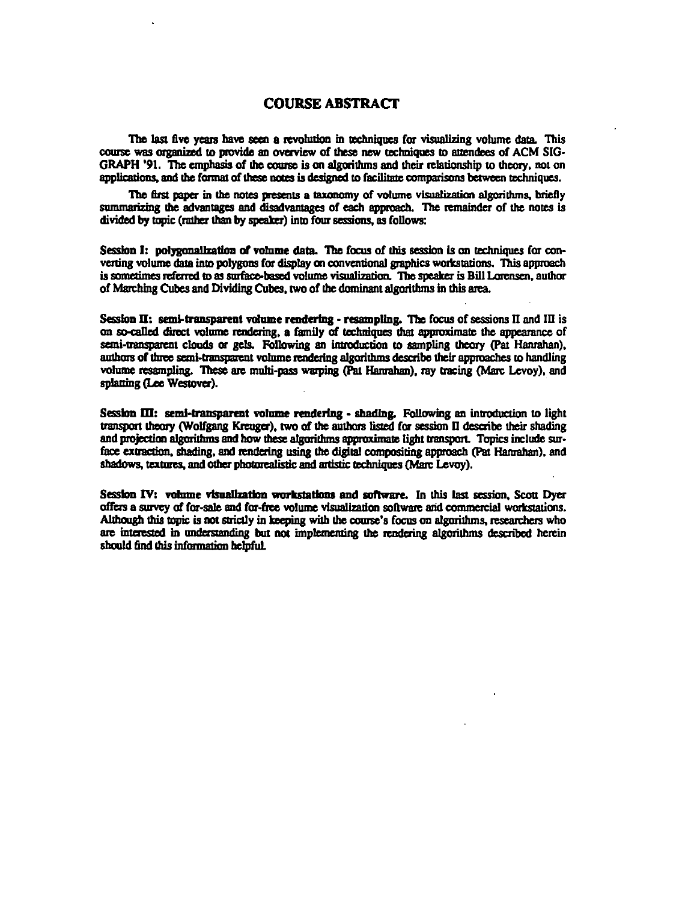# COURSE ABSTRACT

The last five years have seen a revolution in techniques for visualizing volume data. This course was organized to provide an overview of these new techniques to attendees of ACM SIGGRAPH '91. The emphasis of the course is on algorithms and their relationship to theory, not on applications, and the format of these notes is designed to facilitate comparisons between techniques.

The first paper in the notes presents a taxonomy of volume visualization algorithms, briefly summarizing the advantages and disadvantages of each approach. The remainder of the notes is divided by topic (rather than by speaker) into four sessions, as follows:

**Session I: polygonalization of volume data.** The focus of this session is on techniques for converting volume data into polygons for display on conventional graphics workstations. This approach is sometimes referred to as surface-based volume visualization. The speaker is Bill Lorensen, author of Marching Cubes and Dividing Cubes, two of the dominant algorithms in this area.

**Session II: semi-transparent volume rendering - resampling.** The focus of sessions II and III is on so-called direct volume rendering, a family of techniques that approximate the appearance of semi-transparent clouds or gels. Following an introduction to sampling theory (Pat Hanrahan), authors of three semi-transparent volume rendering algorithms describe their approaches to handling volume resampling. These are multi-pass warping (Pat Hanrahan), ray tracing (Marc Levoy), and splatting (Lee Westover).

**Session III: semi-transparent volume rendering - shading.** Following an introduction to light transport theory (Wolfgang Kreuger), two of the authors listed for session II describe their shading and projection algorithms and how these algorithms approximate light transport. Topics include surface extraction, shading, and rendering using the digital compositing approach (Pat Hanrahan), and shadows, textures, and other photorealistic and artistic techniques (Marc Levoy).

**Session IV: volume visualization workstations and software.** In this last session, Scott Dyer offers a survey of for-sale and for-free volume visualization software and commercial workstations. Although this topic is not strictly in keeping with the course's focus on algorithms, researchers who are interested in understanding but not implementing the rendering algorithms described herein should find this information helpful.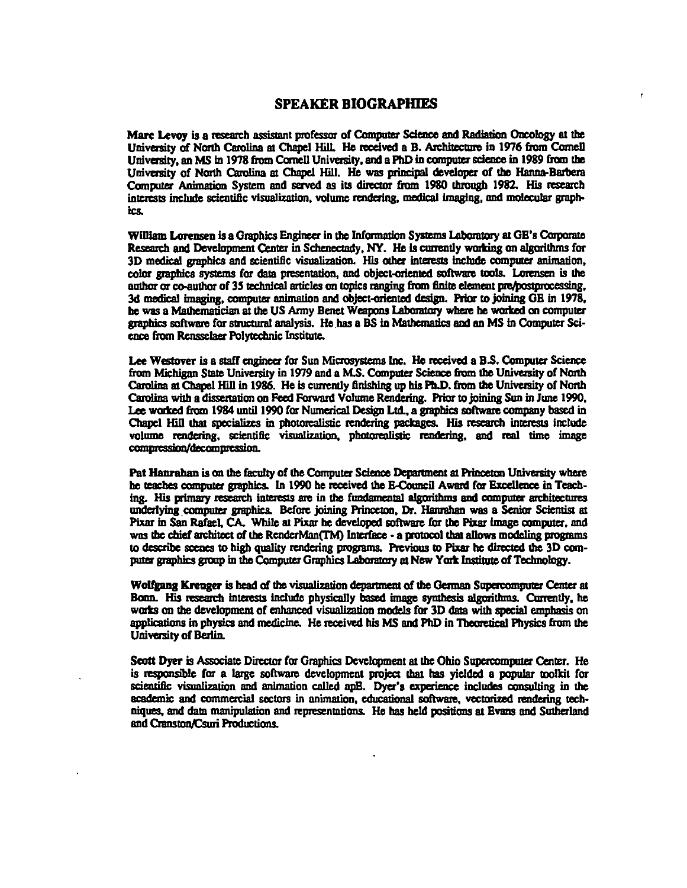## SPEAKER BIOGRAPHIES

**Marc Levoy** is a research assistant professor of Computer Science and Radiation Oncology at the University of North Carolina at Chapel Hill. He received a B. Architecture in 1976 from Cornell University, an MS in 1978 from Cornell University, and a PhD in computer science in 1989 from the University of North Carolina at Chapel Hill. He was principal developer of the Hanna-Barbera Computer Animation System and served as its director from 1980 through 1982. His research interests include scientific visualization, volume rendering, medical imaging, and molecular graphics.

**William Lorensen** is a Graphics Engineer in the Information Systems Laboratory at GE's Corporate Research and Development Center in Schenectady, NY. He is currently working on algorithms for 3D medical graphics and scientific visualization. His other interests include computer animation, color graphics systems for data presentation, and object-oriented software tools. Lorensen is the author or co-author of 35 technical articles on topics ranging from finite element pre/postprocessing, 3d medical imaging, computer animation and object-oriented design. Prior to joining GE in 1978, he was a Mathematician at the US Army Benet Weapons Laboratory where he worked on computer graphics software for structural analysis. He has a BS in Mathematics and an MS in Computer Science from Rensselaer Polytechnic Institute.

**Lee Westover** is a staff engineer for Sun Microsystems Inc. He received a B.S. Computer Science from Michigan State University in 1979 and a M.S. Computer Science from the University of North Carolina at Chapel Hill in 1986. He is currently finishing up his Ph.D. from the University of North Carolina with a dissertation on Feed Forward Volume Rendering. Prior to joining Sun in June 1990, Lee worked from 1984 until 1990 for Numerical Design Ltd., a graphics software company based in Chapel Hill that specializes in photorealistic rendering packages. His research interests include volume rendering, scientific visualization, photorealistic rendering, and real time image compression/decompression.

**Pat Hanrahan** is on the faculty of the Computer Science Department at Princeton University where he teaches computer graphics. In 1990 he received the E-Council Award for Excellence in Teaching. His primary research interests are in the fundamental algorithms and computer architectures underlying computer graphics. Before joining Princeton, Dr. Hanrahan was a Senior Scientist at Pixar in San Rafael, CA. While at Pixar he developed software for the Pixar image computer, and was the chief architect of the RenderMan(TM) Interface - a protocol that allows modeling programs to describe scenes to high quality rendering programs. Previous to Pixar he directed the 3D computer graphics group in the Computer Graphics Laboratory at New York Institute of Technology.

**Wolfgang Kreuger** is head of the visualization department of the German Supercomputer Center at Bonn. His research interests include physically based image synthesis algorithms. Currently, he works on the development of enhanced visualization models for 3D data with special emphasis on applications in physics and medicine. He received his MS and PhD in Theoretical Physics from the University of Berlin.

**Scott Dyer** is Associate Director for Graphics Development at the Ohio Supercomputer Center. He is responsible for a large software development project that has yielded a popular toolkit for scientific visualization and animation called apE. Dyer's experience includes consulting in the academic and commercial sectors in animation, educational software, vectorized rendering techniques, and data manipulation and representations. He has held positions at Evans and Sutherland and Cranston/Csuri Productions.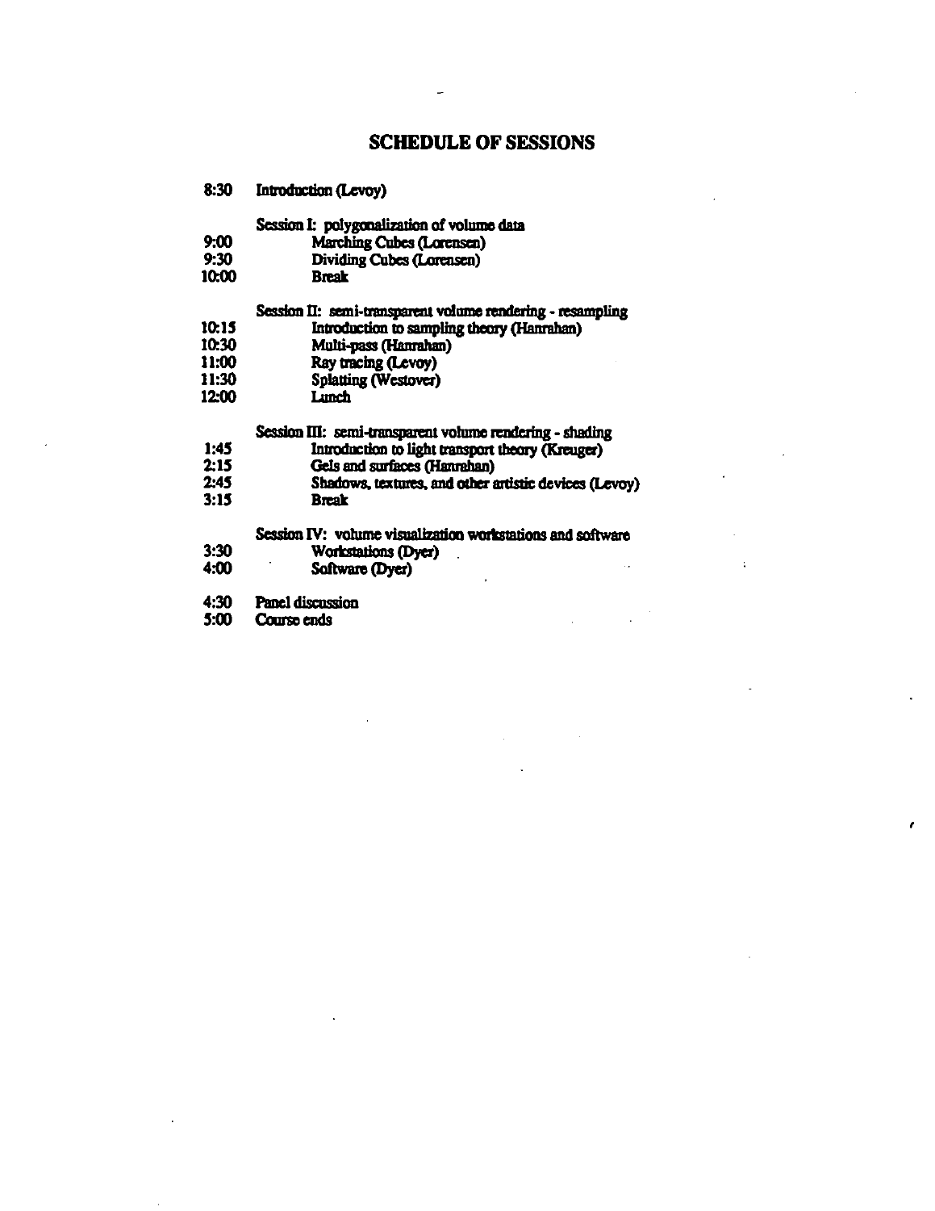# SCHEDULE OF SESSIONS

8:30 Introduction (Levoy)

Session I: polygonalization of volume data

- 9:00 Marching Cubes (Lorensen)
- 9:30 Dividing Cubes (Lorensen)
- 10:00 Break

Session II: semi-transparent volume rendering - resampling

- 10:15 Introduction to sampling theory (Hanrahan)
- 10:30 Multi-pass (Hanrahan)
- 11:00 Ray tracing (Levoy)
- 11:30 Splatting (Westover)
- 12:00 Lunch

Session III: semi-transparent volume rendering - shading

- 1:45 Introduction to light transport theory (Kreuger)
- 2:15 Gels and surfaces (Hanrahan)
- 2:45 Shadows, textures, and other artistic devices (Levoy)
- 3:15 Break

Session IV: volume visualization workstations and software

- 3:30 Workstations (Dyer)
- 4:00 Software (Dyer)

4:30 Panel discussion

5:00 Course ends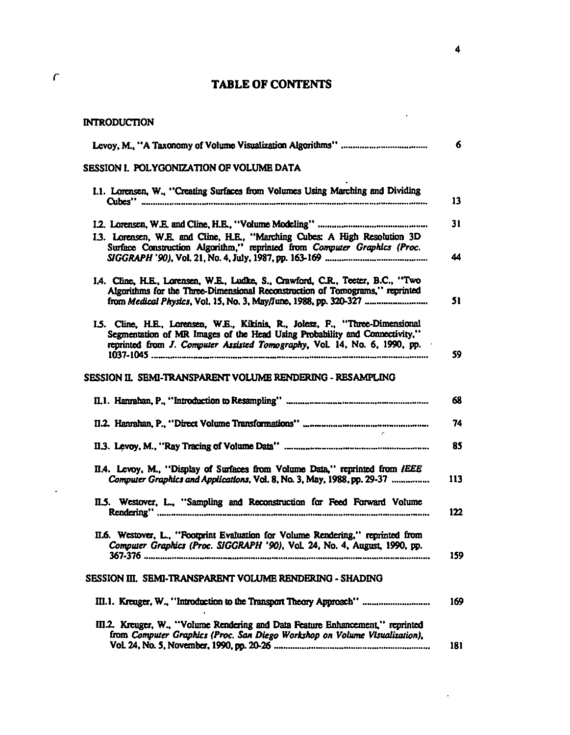# TABLE OF CONTENTS

## INTRODUCTION

Levoy, M., "A Taxonomy of Volume Visualization Algorithms" .................................. 6

## SESSION I. POLYGONIZATION OF VOLUME DATA

I.1. Lorensen, W., "Creating Surfaces from Volumes Using Marching and Dividing Cubes" .................................. 13

I.2. Lorensen, W.E. and Cline, H.E., "Volume Modeling" .................................. 31

I.3. Lorensen, W.E. and Cline, H.E., "Marching Cubes: A High Resolution 3D Surface Construction Algorithm," reprinted from *Computer Graphics (Proc. SIGGRAPH '90)*, Vol. 21, No. 4, July, 1987, pp. 163-169 .................................. 44

I.4. Cline, H.E., Lorensen, W.E., Ludke, S., Crawford, C.R., Teeter, B.C., "Two Algorithms for the Three-Dimensional Reconstruction of Tomograms," reprinted from *Medical Physics*, Vol. 15, No. 3, May/June, 1988, pp. 320-327 .................................. 51

I.5. Cline, H.E., Lorensen, W.E., Kikinis, R., Jolesz, F., "Three-Dimensional Segmentation of MR Images of the Head Using Probability and Connectivity," reprinted from *J. Computer Assisted Tomography*, Vol. 14, No. 6, 1990, pp. 1037-1045 .................................. 59

## SESSION II. SEMI-TRANSPARENT VOLUME RENDERING - RESAMPLING

II.1. Hanrahan, P., "Introduction to Resampling" .................................. 68

II.2. Hanrahan, P., "Direct Volume Transformations" .................................. 74

II.3. Levoy, M., "Ray Tracing of Volume Data" .................................. 85

II.4. Levoy, M., "Display of Surfaces from Volume Data," reprinted from *IEEE Computer Graphics and Applications*, Vol. 8, No. 3, May, 1988, pp. 29-37 .................................. 113

II.5. Westover, L., "Sampling and Reconstruction for Feed Forward Volume Rendering" .................................. 122

II.6. Westover, L., "Footprint Evaluation for Volume Rendering," reprinted from *Computer Graphics (Proc. SIGGRAPH '90)*, Vol. 24, No. 4, August, 1990, pp. 367-376 .................................. 159

## SESSION III. SEMI-TRANSPARENT VOLUME RENDERING - SHADING

III.1. Kreuger, W., "Introduction to the Transport Theory Approach" .................................. 169

III.2. Kreuger, W., "Volume Rendering and Data Feature Enhancement," reprinted from *Computer Graphics (Proc. San Diego Workshop on Volume Visualization)*, Vol. 24, No. 5, November, 1990, pp. 20-26 .................................. 181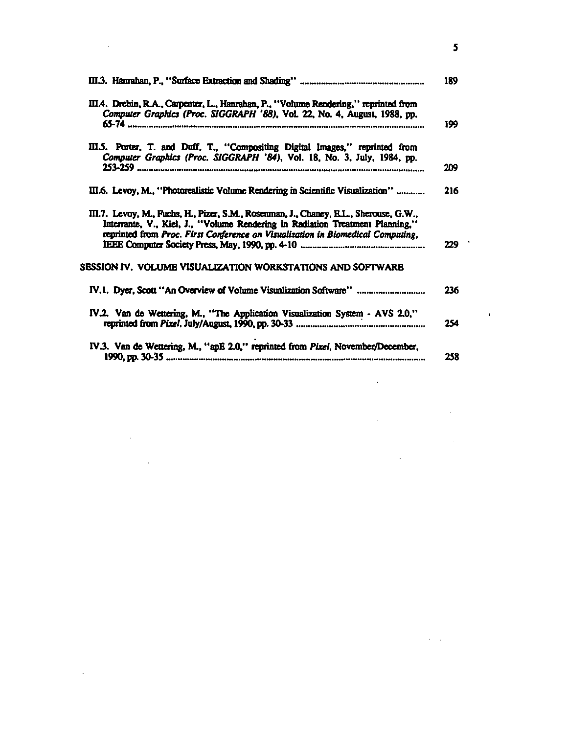III.3. Hanrahan, P., "Surface Extraction and Shading" ........................................................ 189

III.4. Drebin, R.A., Carpenter, L., Hanrahan, P., "Volume Rendering," reprinted from *Computer Graphics (Proc. SIGGRAPH '88)*, Vol. 22, No. 4, August, 1988, pp. 65-74 ........................................................ 199

III.5. Porter, T. and Duff, T., "Compositing Digital Images," reprinted from *Computer Graphics (Proc. SIGGRAPH '84)*, Vol. 18, No. 3, July, 1984, pp. 253-259 ........................................................ 209

III.6. Levoy, M., "Photorealistic Volume Rendering in Scientific Visualization" ............ 216

III.7. Levoy, M., Fuchs, H., Pizer, S.M., Rosenman, J., Chaney, E.L., Sherouse, G.W., Interrante, V., Kiel, J., "Volume Rendering in Radiation Treatment Planning," reprinted from *Proc. First Conference on Visualization in Biomedical Computing*, IEEE Computer Society Press, May, 1990, pp. 4-10 ........................................................ 229

## SESSION IV. VOLUME VISUALIZATION WORKSTATIONS AND SOFTWARE

IV.1. Dyer, Scott "An Overview of Volume Visualization Software" ............................ 236

IV.2. Van de Wettering, M., "The Application Visualization System - AVS 2.0," reprinted from *Pixel*, July/August, 1990, pp. 30-33 ........................................................ 254

IV.3. Van de Wettering, M., "apE 2.0," reprinted from *Pixel*, November/December, 1990, pp. 30-35 ........................................................ 258